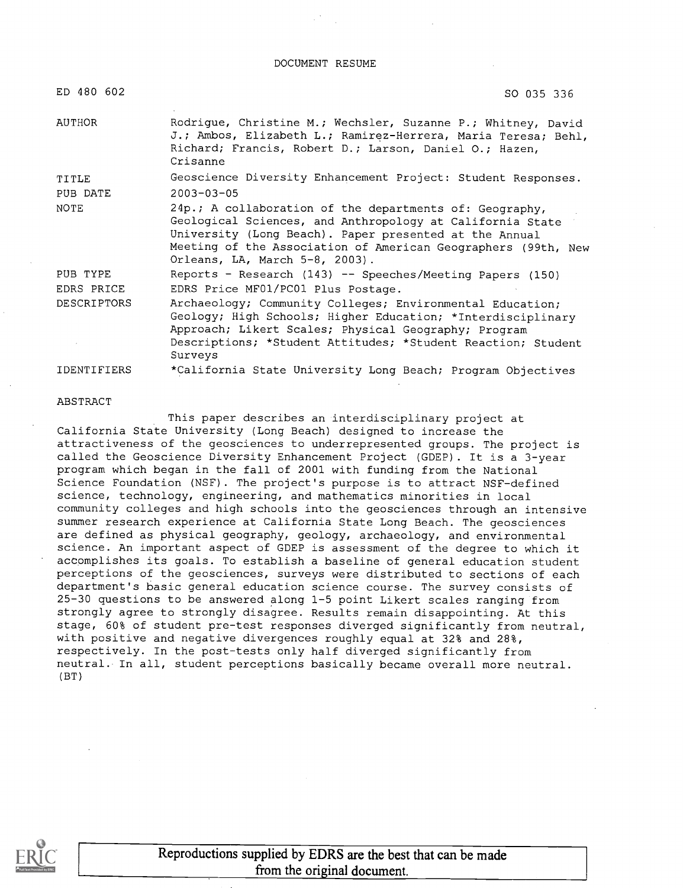DOCUMENT RESUME

| | |
|---|---|
| ED 480 602 | SO 035 336 |
| AUTHOR | Rodrigue, Christine M.; Wechsler, Suzanne P.; Whitney, David J.; Ambos, Elizabeth L.; Ramirez-Herrera, Maria Teresa; Behl, Richard; Francis, Robert D.; Larson, Daniel O.; Hazen, Crisanne |
| TITLE | Geoscience Diversity Enhancement Project: Student Responses. |
| PUB DATE | 2003-03-05 |
| NOTE | 24p.; A collaboration of the departments of: Geography, Geological Sciences, and Anthropology at California State University (Long Beach). Paper presented at the Annual Meeting of the Association of American Geographers (99th, New Orleans, LA, March 5-8, 2003). |
| PUB TYPE | Reports - Research (143) -- Speeches/Meeting Papers (150) |
| EDRS PRICE | EDRS Price MF01/PC01 Plus Postage. |
| DESCRIPTORS | Archaeology; Community Colleges; Environmental Education; Geology; High Schools; Higher Education; *Interdisciplinary Approach; Likert Scales; Physical Geography; Program Descriptions; *Student Attitudes; *Student Reaction; Student Surveys |
| IDENTIFIERS | *California State University Long Beach; Program Objectives |

ABSTRACT

This paper describes an interdisciplinary project at California State University (Long Beach) designed to increase the attractiveness of the geosciences to underrepresented groups. The project is called the Geoscience Diversity Enhancement Project (GDEP). It is a 3-year program which began in the fall of 2001 with funding from the National Science Foundation (NSF). The project's purpose is to attract NSF-defined science, technology, engineering, and mathematics minorities in local community colleges and high schools into the geosciences through an intensive summer research experience at California State Long Beach. The geosciences are defined as physical geography, geology, archaeology, and environmental science. An important aspect of GDEP is assessment of the degree to which it accomplishes its goals. To establish a baseline of general education student perceptions of the geosciences, surveys were distributed to sections of each department's basic general education science course. The survey consists of 25-30 questions to be answered along 1-5 point Likert scales ranging from strongly agree to strongly disagree. Results remain disappointing. At this stage, 60% of student pre-test responses diverged significantly from neutral, with positive and negative divergences roughly equal at 32% and 28%, respectively. In the post-tests only half diverged significantly from neutral. In all, student perceptions basically became overall more neutral. (BT)

Reproductions supplied by EDRS are the best that can be made from the original document.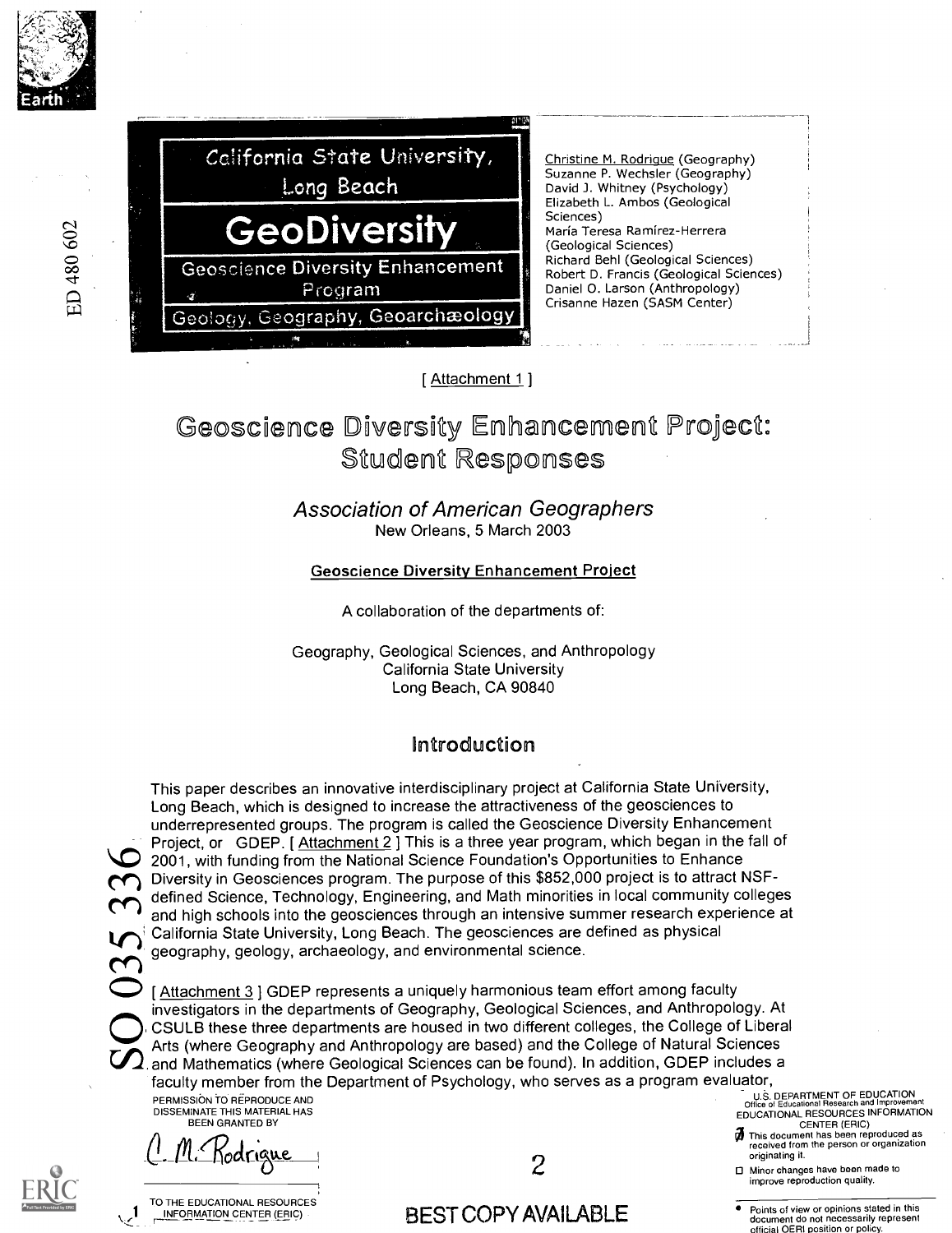California State University, Long Beach

# GeoDiversity

Geoscience Diversity Enhancement Program

Geology, Geography, Geoarchæology

Christine M. Rodrigue (Geography)
Suzanne P. Wechsler (Geography)
David J. Whitney (Psychology)
Elizabeth L. Ambos (Geological Sciences)
María Teresa Ramírez-Herrera (Geological Sciences)
Richard Behl (Geological Sciences)
Robert D. Francis (Geological Sciences)
Daniel O. Larson (Anthropology)
Crisanne Hazen (SASM Center)

[ Attachment 1 ]

# Geoscience Diversity Enhancement Project: Student Responses

*Association of American Geographers*
New Orleans, 5 March 2003

Geoscience Diversity Enhancement Project

A collaboration of the departments of:

Geography, Geological Sciences, and Anthropology
California State University
Long Beach, CA 90840

## Introduction

This paper describes an innovative interdisciplinary project at California State University, Long Beach, which is designed to increase the attractiveness of the geosciences to underrepresented groups. The program is called the Geoscience Diversity Enhancement Project, or GDEP. [ Attachment 2 ] This is a three year program, which began in the fall of 2001, with funding from the National Science Foundation's Opportunities to Enhance Diversity in Geosciences program. The purpose of this $852,000 project is to attract NSF-defined Science, Technology, Engineering, and Math minorities in local community colleges and high schools into the geosciences through an intensive summer research experience at California State University, Long Beach. The geosciences are defined as physical geography, geology, archaeology, and environmental science.

[ Attachment 3 ] GDEP represents a uniquely harmonious team effort among faculty investigators in the departments of Geography, Geological Sciences, and Anthropology. At CSULB these three departments are housed in two different colleges, the College of Liberal Arts (where Geography and Anthropology are based) and the College of Natural Sciences and Mathematics (where Geological Sciences can be found). In addition, GDEP includes a faculty member from the Department of Psychology, who serves as a program evaluator,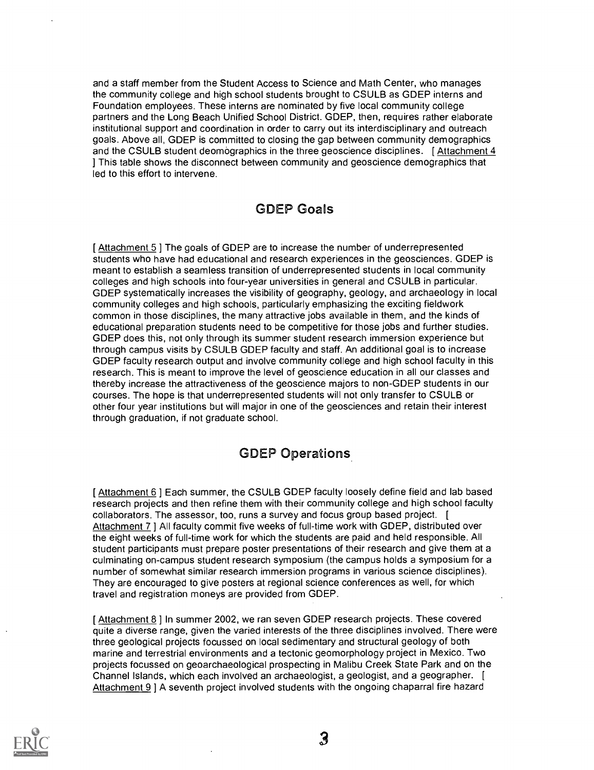and a staff member from the Student Access to Science and Math Center, who manages the community college and high school students brought to CSULB as GDEP interns and Foundation employees. These interns are nominated by five local community college partners and the Long Beach Unified School District. GDEP, then, requires rather elaborate institutional support and coordination in order to carry out its interdisciplinary and outreach goals. Above all, GDEP is committed to closing the gap between community demographics and the CSULB student deomographics in the three geoscience disciplines. [ Attachment 4 ] This table shows the disconnect between community and geoscience demographics that led to this effort to intervene.

## GDEP Goals

[ Attachment 5 ] The goals of GDEP are to increase the number of underrepresented students who have had educational and research experiences in the geosciences. GDEP is meant to establish a seamless transition of underrepresented students in local community colleges and high schools into four-year universities in general and CSULB in particular. GDEP systematically increases the visibility of geography, geology, and archaeology in local community colleges and high schools, particularly emphasizing the exciting fieldwork common in those disciplines, the many attractive jobs available in them, and the kinds of educational preparation students need to be competitive for those jobs and further studies. GDEP does this, not only through its summer student research immersion experience but through campus visits by CSULB GDEP faculty and staff. An additional goal is to increase GDEP faculty research output and involve community college and high school faculty in this research. This is meant to improve the level of geoscience education in all our classes and thereby increase the attractiveness of the geoscience majors to non-GDEP students in our courses. The hope is that underrepresented students will not only transfer to CSULB or other four year institutions but will major in one of the geosciences and retain their interest through graduation, if not graduate school.

## GDEP Operations

[ Attachment 6 ] Each summer, the CSULB GDEP faculty loosely define field and lab based research projects and then refine them with their community college and high school faculty collaborators. The assessor, too, runs a survey and focus group based project. [ Attachment 7 ] All faculty commit five weeks of full-time work with GDEP, distributed over the eight weeks of full-time work for which the students are paid and held responsible. All student participants must prepare poster presentations of their research and give them at a culminating on-campus student research symposium (the campus holds a symposium for a number of somewhat similar research immersion programs in various science disciplines). They are encouraged to give posters at regional science conferences as well, for which travel and registration moneys are provided from GDEP.

[ Attachment 8 ] In summer 2002, we ran seven GDEP research projects. These covered quite a diverse range, given the varied interests of the three disciplines involved. There were three geological projects focussed on local sedimentary and structural geology of both marine and terrestrial environments and a tectonic geomorphology project in Mexico. Two projects focussed on geoarchaeological prospecting in Malibu Creek State Park and on the Channel Islands, which each involved an archaeologist, a geologist, and a geographer. [ Attachment 9 ] A seventh project involved students with the ongoing chaparral fire hazard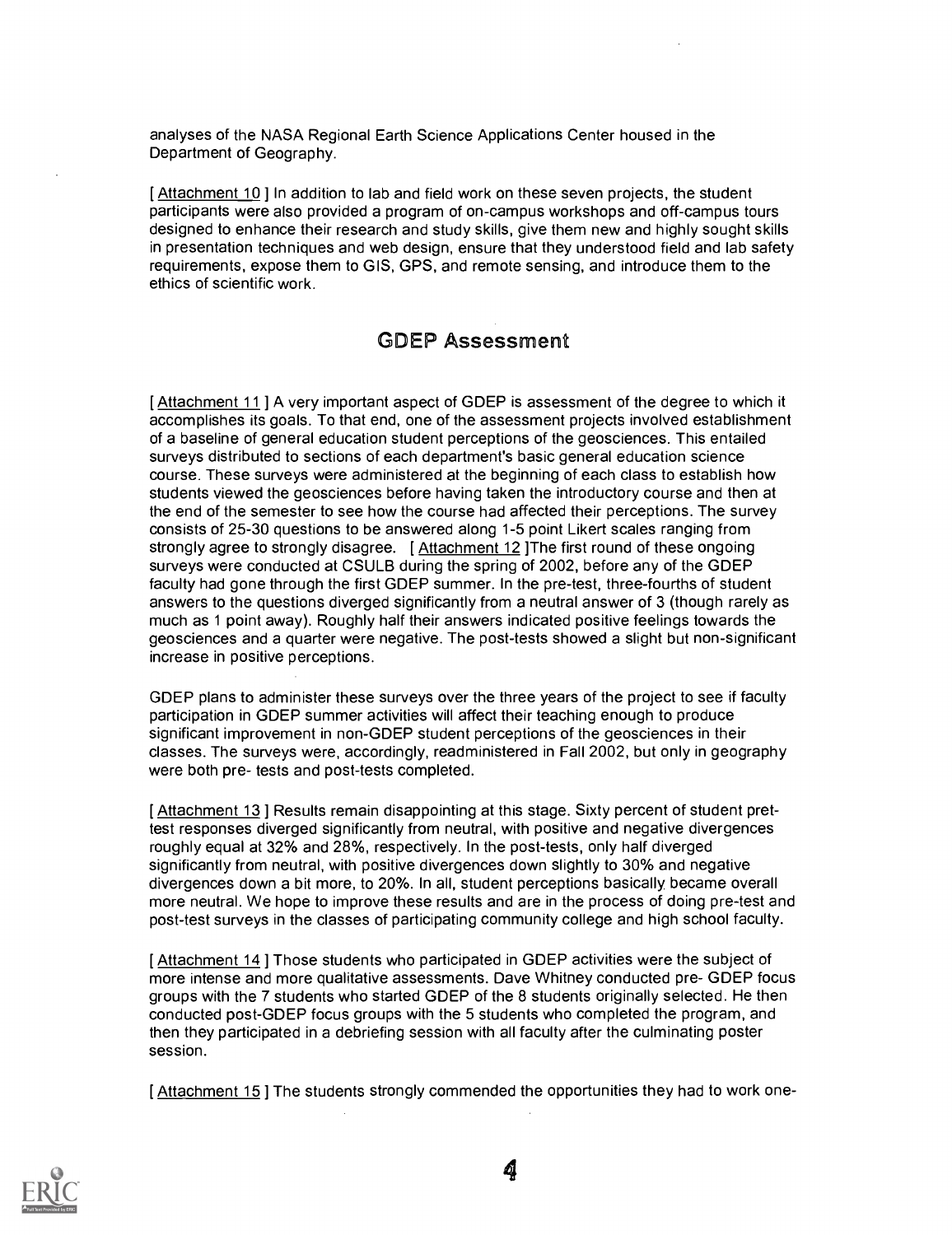analyses of the NASA Regional Earth Science Applications Center housed in the Department of Geography.

[ Attachment 10 ] In addition to lab and field work on these seven projects, the student participants were also provided a program of on-campus workshops and off-campus tours designed to enhance their research and study skills, give them new and highly sought skills in presentation techniques and web design, ensure that they understood field and lab safety requirements, expose them to GIS, GPS, and remote sensing, and introduce them to the ethics of scientific work.

## GDEP Assessment

[ Attachment 11 ] A very important aspect of GDEP is assessment of the degree to which it accomplishes its goals. To that end, one of the assessment projects involved establishment of a baseline of general education student perceptions of the geosciences. This entailed surveys distributed to sections of each department's basic general education science course. These surveys were administered at the beginning of each class to establish how students viewed the geosciences before having taken the introductory course and then at the end of the semester to see how the course had affected their perceptions. The survey consists of 25-30 questions to be answered along 1-5 point Likert scales ranging from strongly agree to strongly disagree. [ Attachment 12 ]The first round of these ongoing surveys were conducted at CSULB during the spring of 2002, before any of the GDEP faculty had gone through the first GDEP summer. In the pre-test, three-fourths of student answers to the questions diverged significantly from a neutral answer of 3 (though rarely as much as 1 point away). Roughly half their answers indicated positive feelings towards the geosciences and a quarter were negative. The post-tests showed a slight but non-significant increase in positive perceptions.

GDEP plans to administer these surveys over the three years of the project to see if faculty participation in GDEP summer activities will affect their teaching enough to produce significant improvement in non-GDEP student perceptions of the geosciences in their classes. The surveys were, accordingly, readministered in Fall 2002, but only in geography were both pre- tests and post-tests completed.

[ Attachment 13 ] Results remain disappointing at this stage. Sixty percent of student pret-test responses diverged significantly from neutral, with positive and negative divergences roughly equal at 32% and 28%, respectively. In the post-tests, only half diverged significantly from neutral, with positive divergences down slightly to 30% and negative divergences down a bit more, to 20%. In all, student perceptions basically became overall more neutral. We hope to improve these results and are in the process of doing pre-test and post-test surveys in the classes of participating community college and high school faculty.

[ Attachment 14 ] Those students who participated in GDEP activities were the subject of more intense and more qualitative assessments. Dave Whitney conducted pre- GDEP focus groups with the 7 students who started GDEP of the 8 students originally selected. He then conducted post-GDEP focus groups with the 5 students who completed the program, and then they participated in a debriefing session with all faculty after the culminating poster session.

[ Attachment 15 ] The students strongly commended the opportunities they had to work one-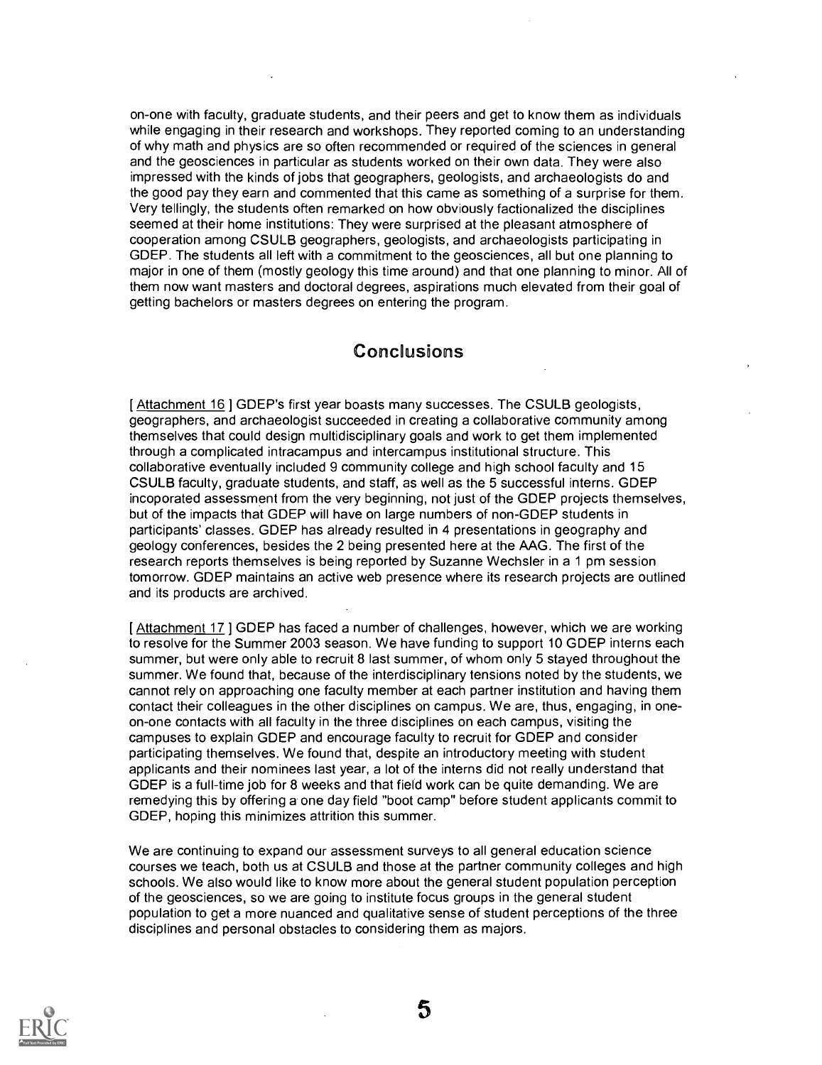on-one with faculty, graduate students, and their peers and get to know them as individuals while engaging in their research and workshops. They reported coming to an understanding of why math and physics are so often recommended or required of the sciences in general and the geosciences in particular as students worked on their own data. They were also impressed with the kinds of jobs that geographers, geologists, and archaeologists do and the good pay they earn and commented that this came as something of a surprise for them. Very tellingly, the students often remarked on how obviously factionalized the disciplines seemed at their home institutions: They were surprised at the pleasant atmosphere of cooperation among CSULB geographers, geologists, and archaeologists participating in GDEP. The students all left with a commitment to the geosciences, all but one planning to major in one of them (mostly geology this time around) and that one planning to minor. All of them now want masters and doctoral degrees, aspirations much elevated from their goal of getting bachelors or masters degrees on entering the program.

## Conclusions

[ Attachment 16 ] GDEP's first year boasts many successes. The CSULB geologists, geographers, and archaeologist succeeded in creating a collaborative community among themselves that could design multidisciplinary goals and work to get them implemented through a complicated intracampus and intercampus institutional structure. This collaborative eventually included 9 community college and high school faculty and 15 CSULB faculty, graduate students, and staff, as well as the 5 successful interns. GDEP incoporated assessment from the very beginning, not just of the GDEP projects themselves, but of the impacts that GDEP will have on large numbers of non-GDEP students in participants' classes. GDEP has already resulted in 4 presentations in geography and geology conferences, besides the 2 being presented here at the AAG. The first of the research reports themselves is being reported by Suzanne Wechsler in a 1 pm session tomorrow. GDEP maintains an active web presence where its research projects are outlined and its products are archived.

[ Attachment 17 ] GDEP has faced a number of challenges, however, which we are working to resolve for the Summer 2003 season. We have funding to support 10 GDEP interns each summer, but were only able to recruit 8 last summer, of whom only 5 stayed throughout the summer. We found that, because of the interdisciplinary tensions noted by the students, we cannot rely on approaching one faculty member at each partner institution and having them contact their colleagues in the other disciplines on campus. We are, thus, engaging, in one-on-one contacts with all faculty in the three disciplines on each campus, visiting the campuses to explain GDEP and encourage faculty to recruit for GDEP and consider participating themselves. We found that, despite an introductory meeting with student applicants and their nominees last year, a lot of the interns did not really understand that GDEP is a full-time job for 8 weeks and that field work can be quite demanding. We are remedying this by offering a one day field "boot camp" before student applicants commit to GDEP, hoping this minimizes attrition this summer.

We are continuing to expand our assessment surveys to all general education science courses we teach, both us at CSULB and those at the partner community colleges and high schools. We also would like to know more about the general student population perception of the geosciences, so we are going to institute focus groups in the general student population to get a more nuanced and qualitative sense of student perceptions of the three disciplines and personal obstacles to considering them as majors.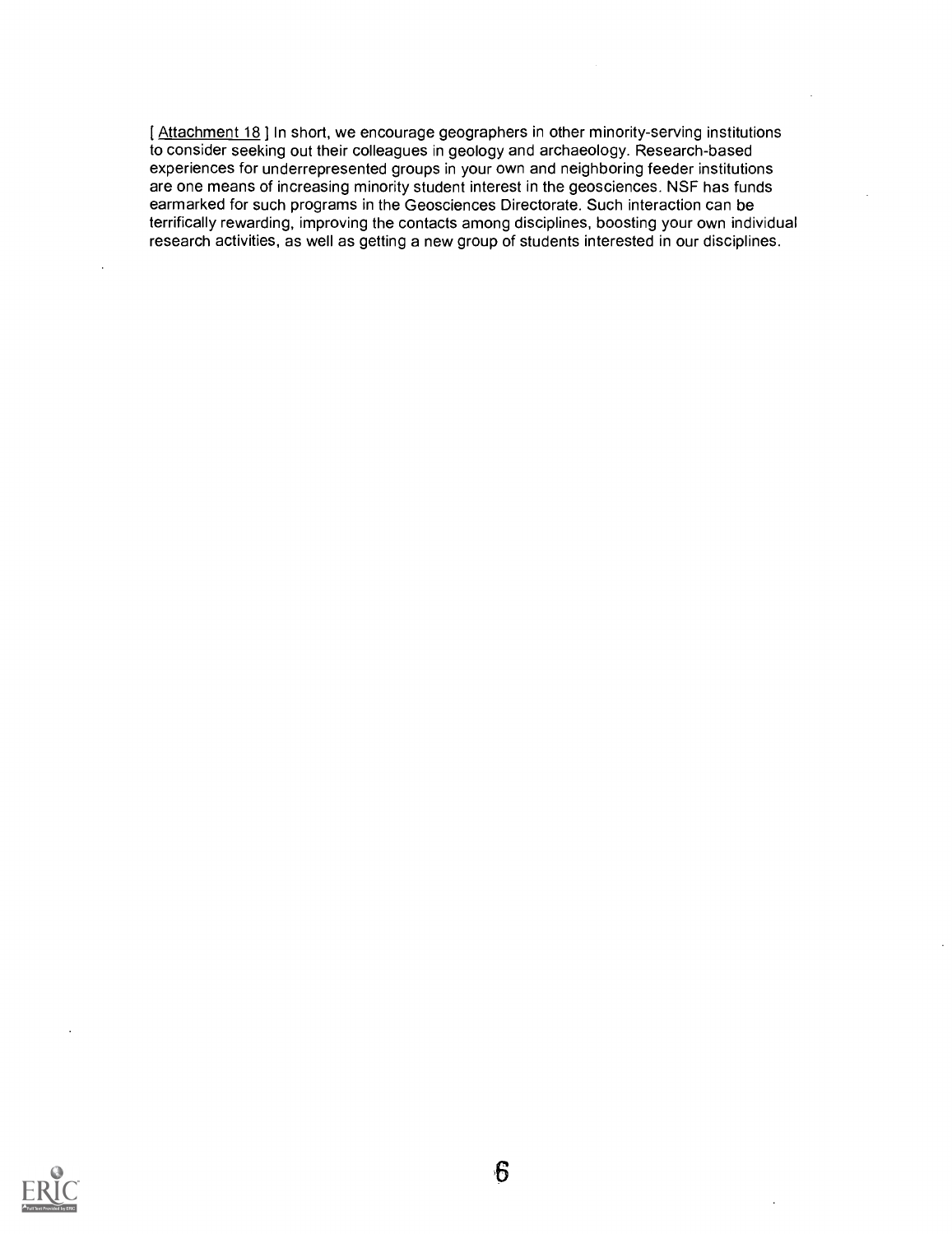[ Attachment 18 ] In short, we encourage geographers in other minority-serving institutions to consider seeking out their colleagues in geology and archaeology. Research-based experiences for underrepresented groups in your own and neighboring feeder institutions are one means of increasing minority student interest in the geosciences. NSF has funds earmarked for such programs in the Geosciences Directorate. Such interaction can be terrifically rewarding, improving the contacts among disciplines, boosting your own individual research activities, as well as getting a new group of students interested in our disciplines.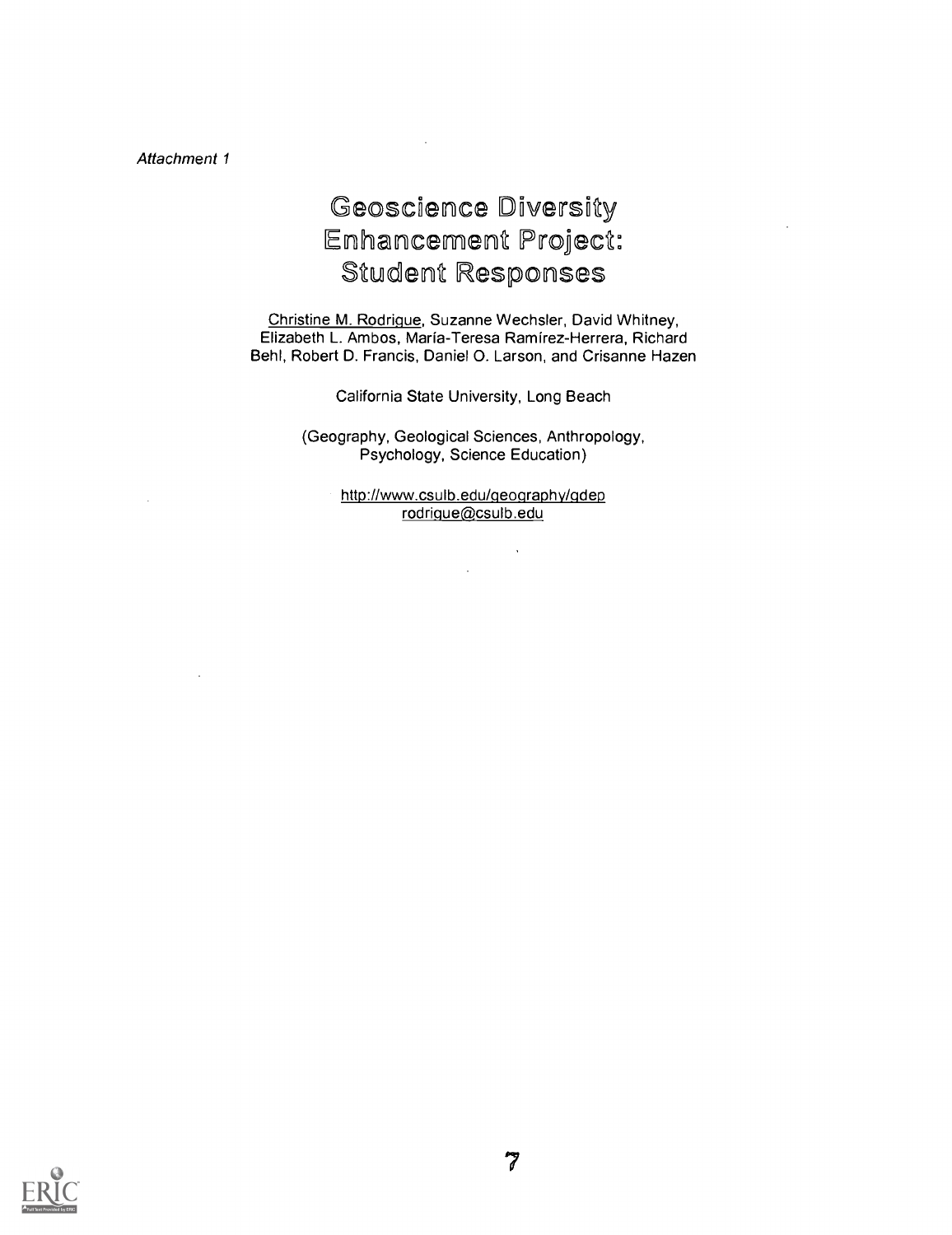*Attachment 1*

# Geoscience Diversity Enhancement Project: Student Responses

Christine M. Rodrigue, Suzanne Wechsler, David Whitney, Elizabeth L. Ambos, María-Teresa Ramírez-Herrera, Richard Behl, Robert D. Francis, Daniel O. Larson, and Crisanne Hazen

California State University, Long Beach

(Geography, Geological Sciences, Anthropology, Psychology, Science Education)

http://www.csulb.edu/geography/gdep
rodrigue@csulb.edu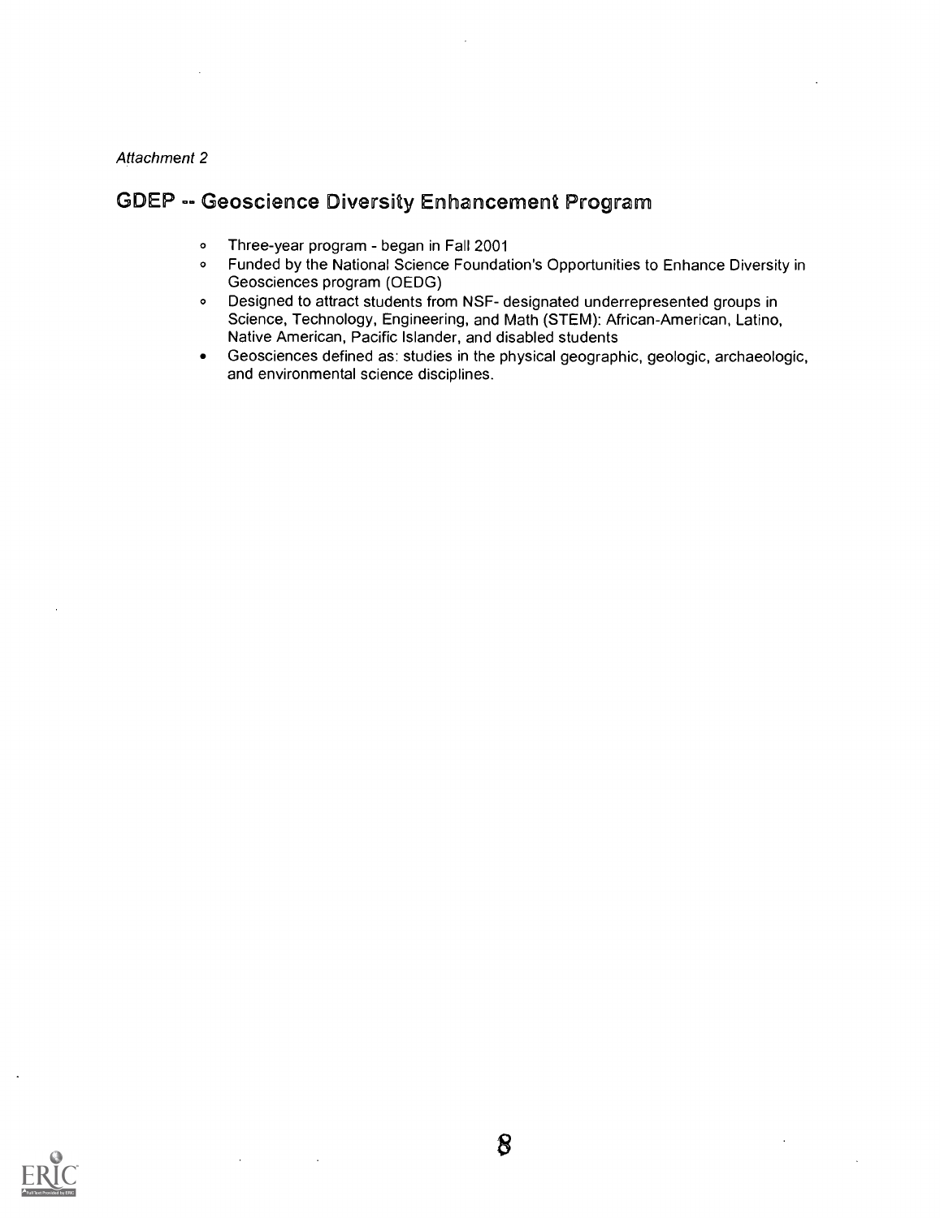*Attachment 2*

## GDEP -- Geoscience Diversity Enhancement Program

- Three-year program - began in Fall 2001
- Funded by the National Science Foundation's Opportunities to Enhance Diversity in Geosciences program (OEDG)
- Designed to attract students from NSF- designated underrepresented groups in Science, Technology, Engineering, and Math (STEM): African-American, Latino, Native American, Pacific Islander, and disabled students
- Geosciences defined as: studies in the physical geographic, geologic, archaeologic, and environmental science disciplines.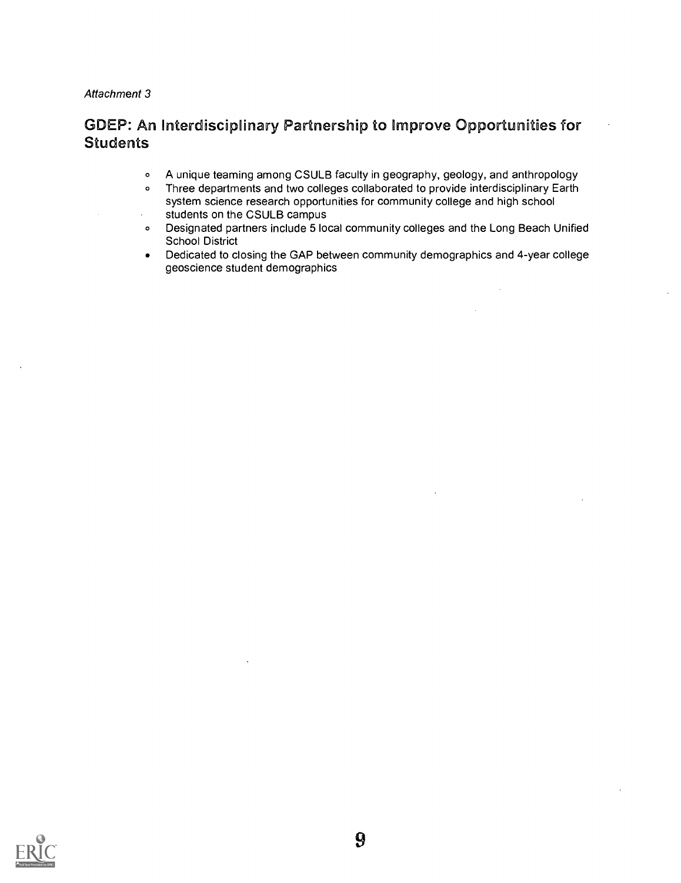*Attachment 3*

## GDEP: An Interdisciplinary Partnership to Improve Opportunities for Students

- A unique teaming among CSULB faculty in geography, geology, and anthropology
- Three departments and two colleges collaborated to provide interdisciplinary Earth system science research opportunities for community college and high school students on the CSULB campus
- Designated partners include 5 local community colleges and the Long Beach Unified School District
- Dedicated to closing the GAP between community demographics and 4-year college geoscience student demographics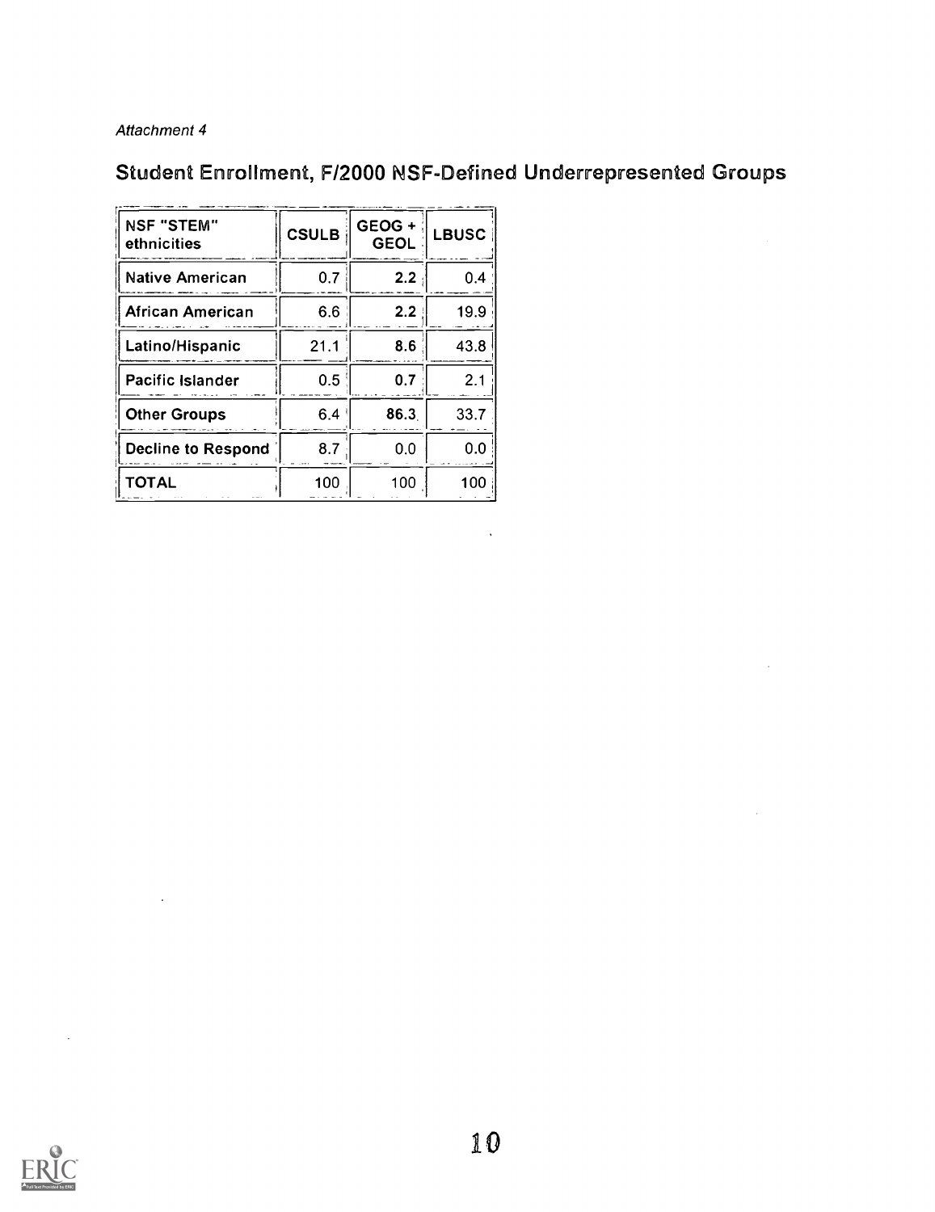*Attachment 4*

## Student Enrollment, F/2000 NSF-Defined Underrepresented Groups

| NSF "STEM" ethnicities | CSULB | GEOG + GEOL | LBUSC |
|---|---|---|---|
| Native American | 0.7 | **2.2** | 0.4 |
| African American | 6.6 | **2.2** | 19.9 |
| Latino/Hispanic | 21.1 | **8.6** | 43.8 |
| Pacific Islander | 0.5 | **0.7** | 2.1 |
| Other Groups | 6.4 | **86.3** | 33.7 |
| Decline to Respond | 8.7 | 0.0 | 0.0 |
| TOTAL | 100 | 100 | 100 |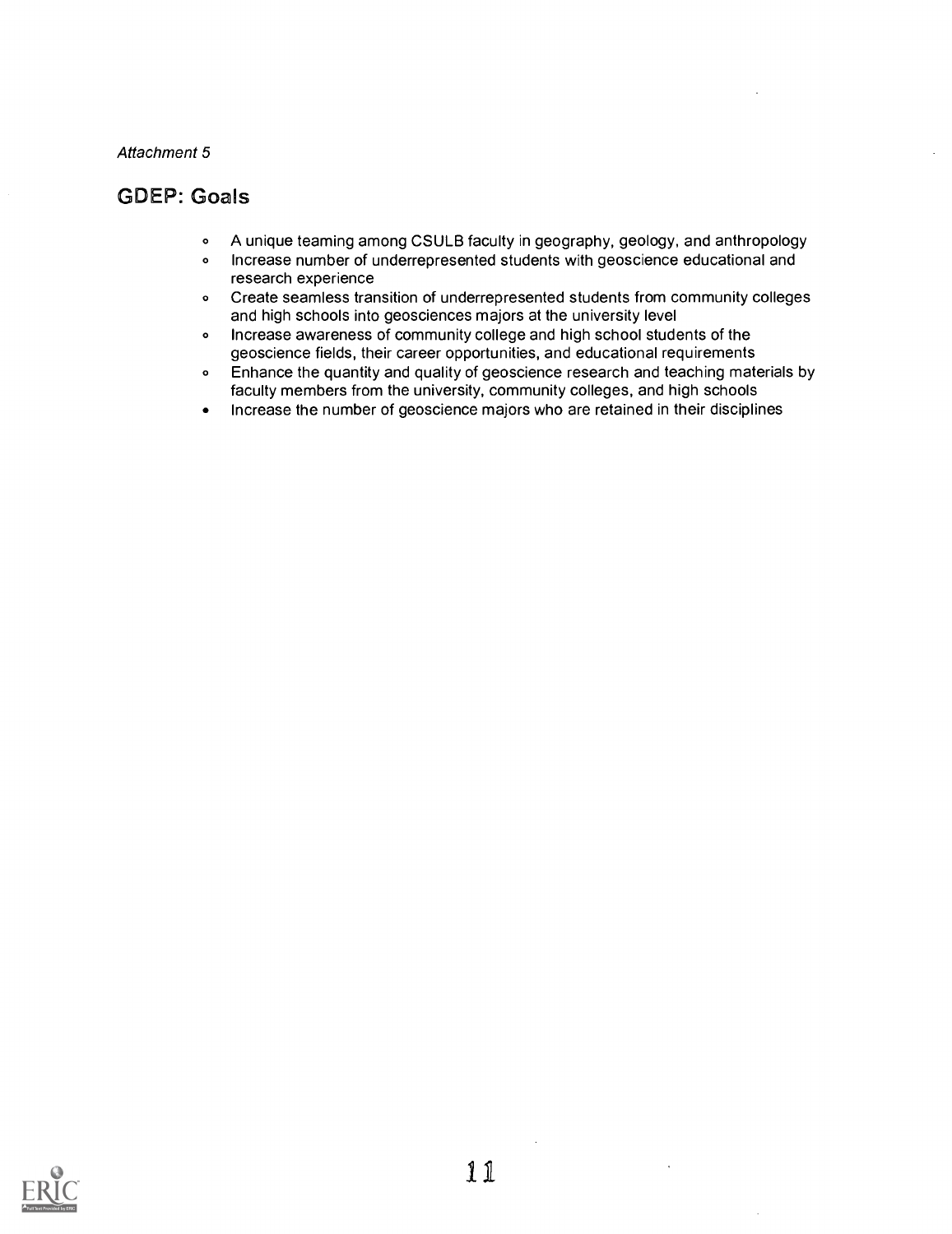*Attachment 5*

## GDEP: Goals

- A unique teaming among CSULB faculty in geography, geology, and anthropology
- Increase number of underrepresented students with geoscience educational and research experience
- Create seamless transition of underrepresented students from community colleges and high schools into geosciences majors at the university level
- Increase awareness of community college and high school students of the geoscience fields, their career opportunities, and educational requirements
- Enhance the quantity and quality of geoscience research and teaching materials by faculty members from the university, community colleges, and high schools
- Increase the number of geoscience majors who are retained in their disciplines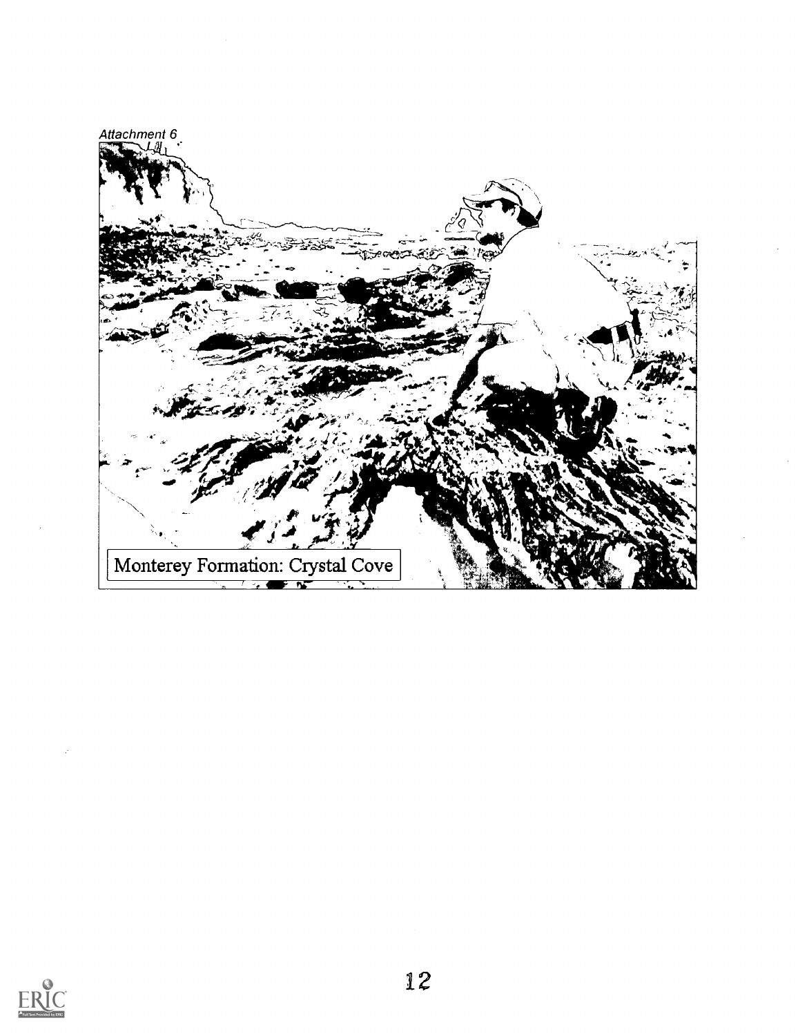*Attachment 6*

Monterey Formation: Crystal Cove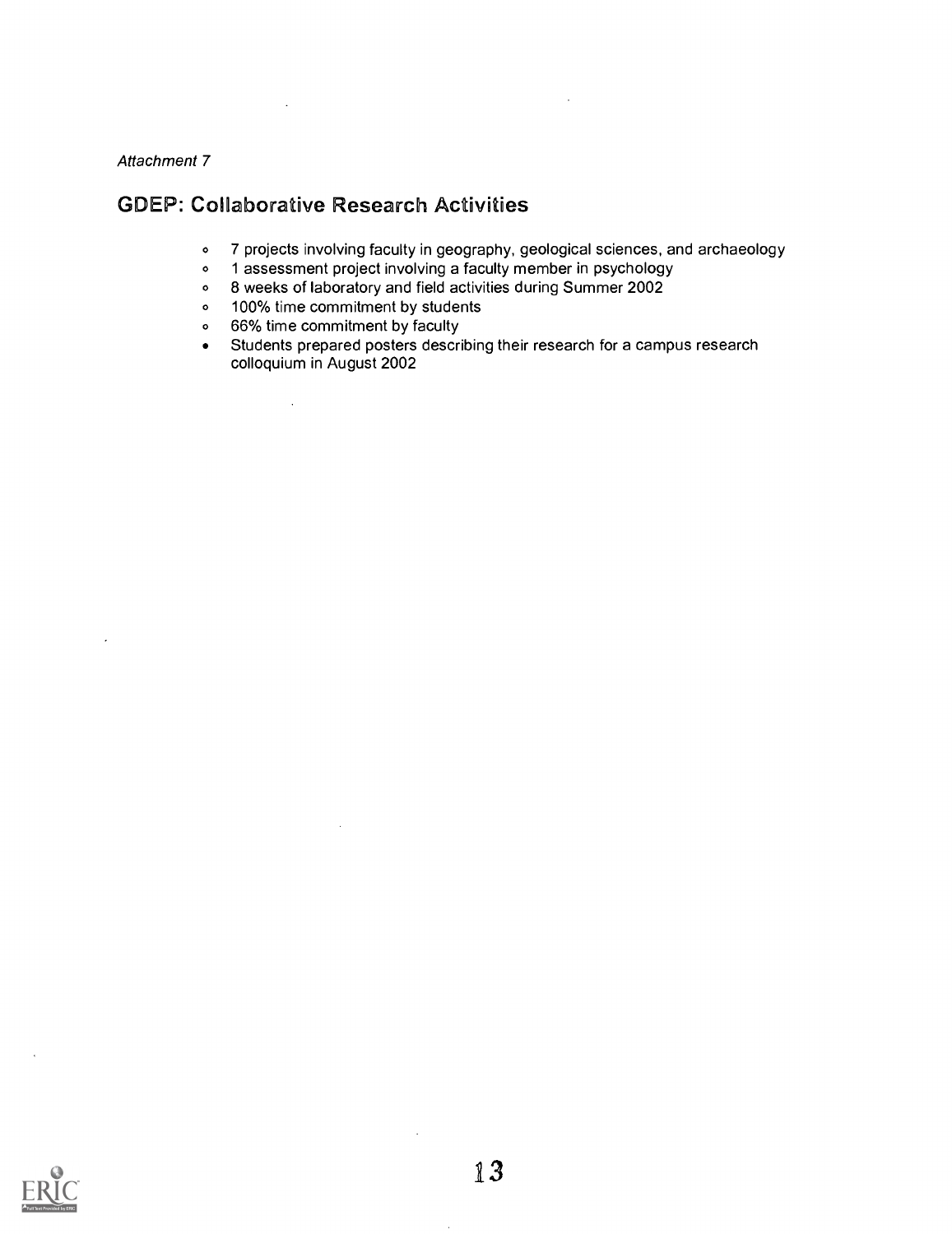*Attachment 7*

## GDEP: Collaborative Research Activities

- 7 projects involving faculty in geography, geological sciences, and archaeology
- 1 assessment project involving a faculty member in psychology
- 8 weeks of laboratory and field activities during Summer 2002
- 100% time commitment by students
- 66% time commitment by faculty
- Students prepared posters describing their research for a campus research colloquium in August 2002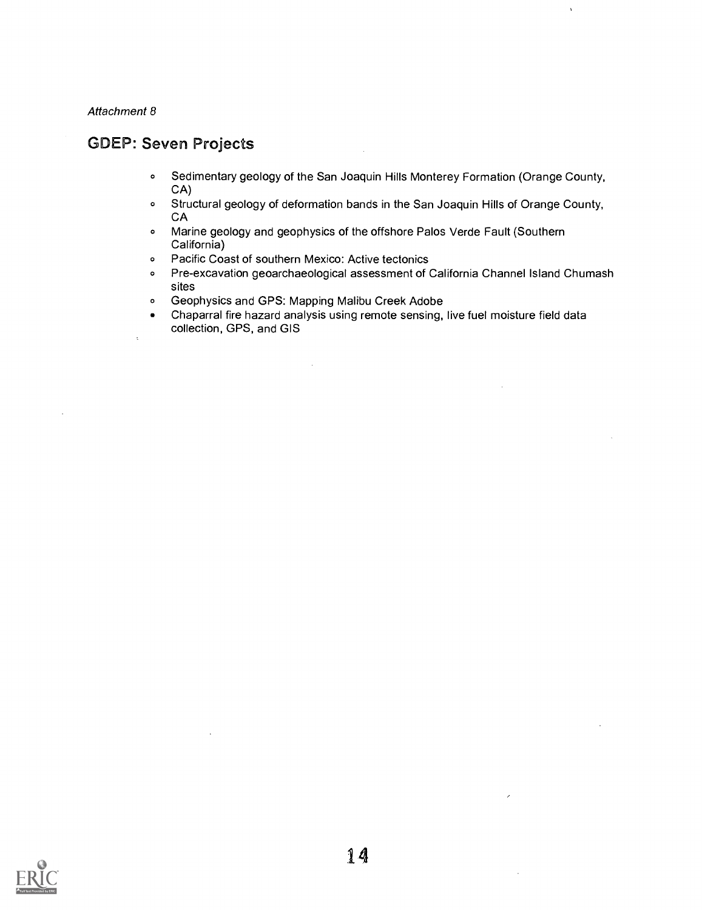*Attachment 8*

## GDEP: Seven Projects

- Sedimentary geology of the San Joaquin Hills Monterey Formation (Orange County, CA)
- Structural geology of deformation bands in the San Joaquin Hills of Orange County, CA
- Marine geology and geophysics of the offshore Palos Verde Fault (Southern California)
- Pacific Coast of southern Mexico: Active tectonics
- Pre-excavation geoarchaeological assessment of California Channel Island Chumash sites
- Geophysics and GPS: Mapping Malibu Creek Adobe
- Chaparral fire hazard analysis using remote sensing, live fuel moisture field data collection, GPS, and GIS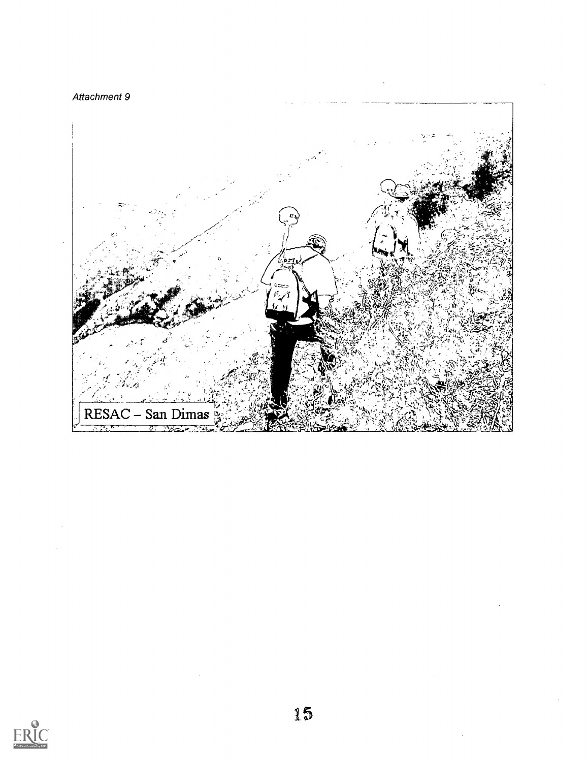*Attachment 9*

RESAC – San Dimas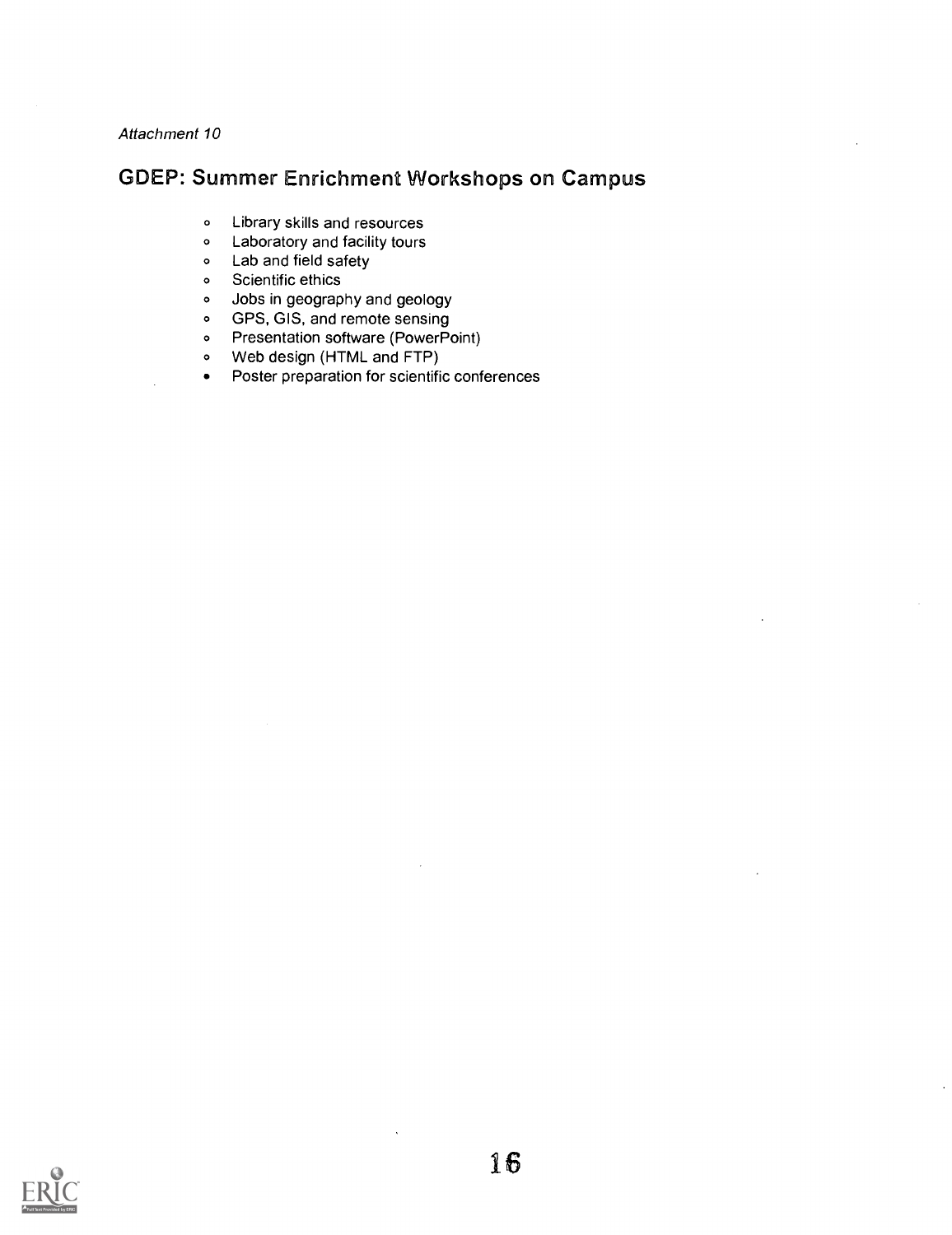*Attachment 10*

## GDEP: Summer Enrichment Workshops on Campus

- Library skills and resources
- Laboratory and facility tours
- Lab and field safety
- Scientific ethics
- Jobs in geography and geology
- GPS, GIS, and remote sensing
- Presentation software (PowerPoint)
- Web design (HTML and FTP)
- Poster preparation for scientific conferences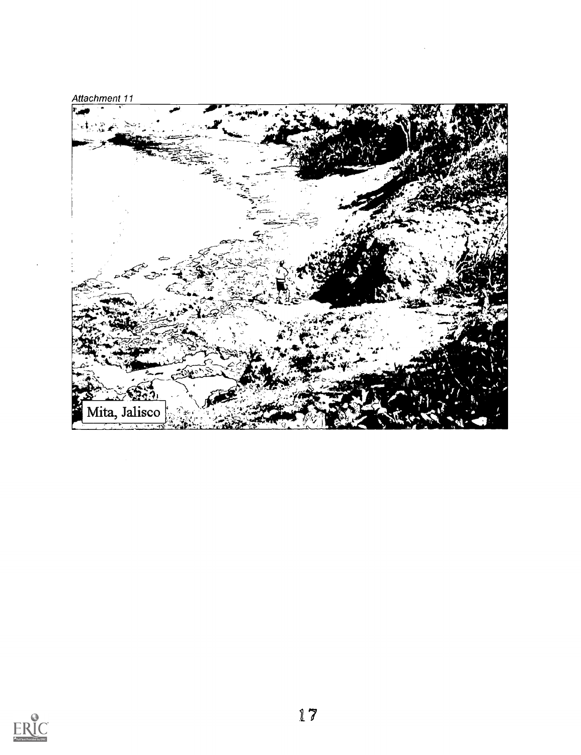Attachment 11

Mita, Jalisco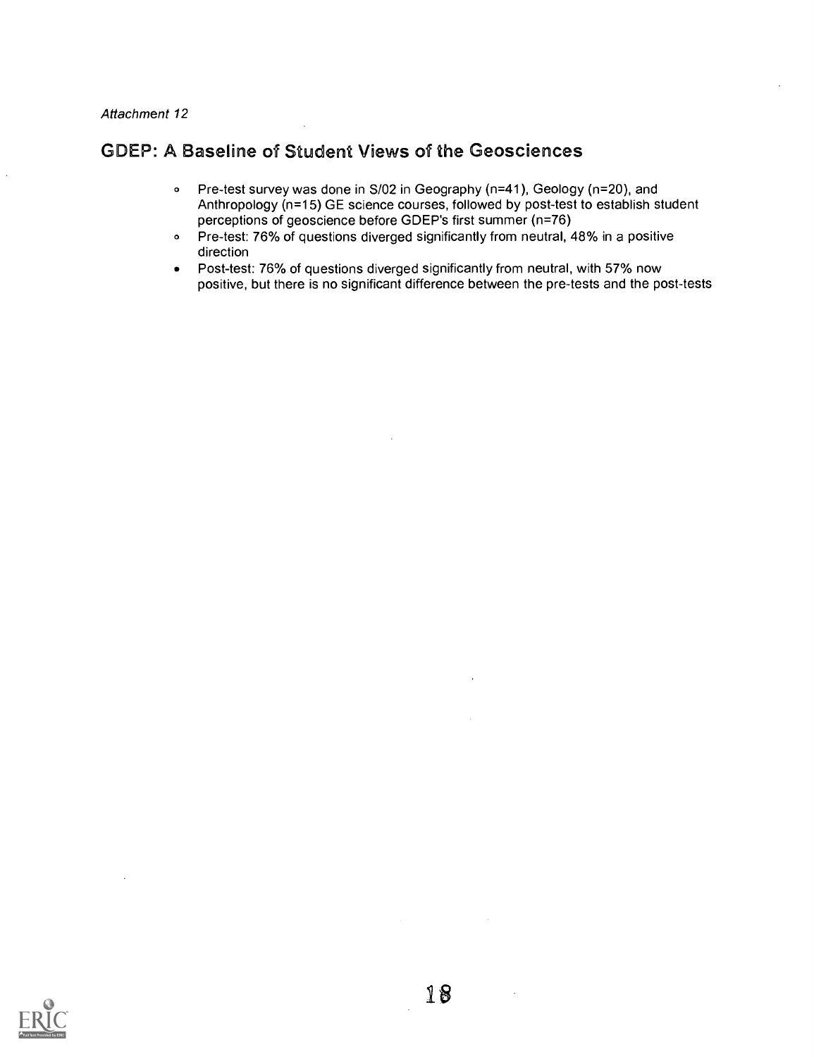*Attachment 12*

## GDEP: A Baseline of Student Views of the Geosciences

- Pre-test survey was done in S/02 in Geography (n=41), Geology (n=20), and Anthropology (n=15) GE science courses, followed by post-test to establish student perceptions of geoscience before GDEP's first summer (n=76)
- Pre-test: 76% of questions diverged significantly from neutral, 48% in a positive direction
- Post-test: 76% of questions diverged significantly from neutral, with 57% now positive, but there is no significant difference between the pre-tests and the post-tests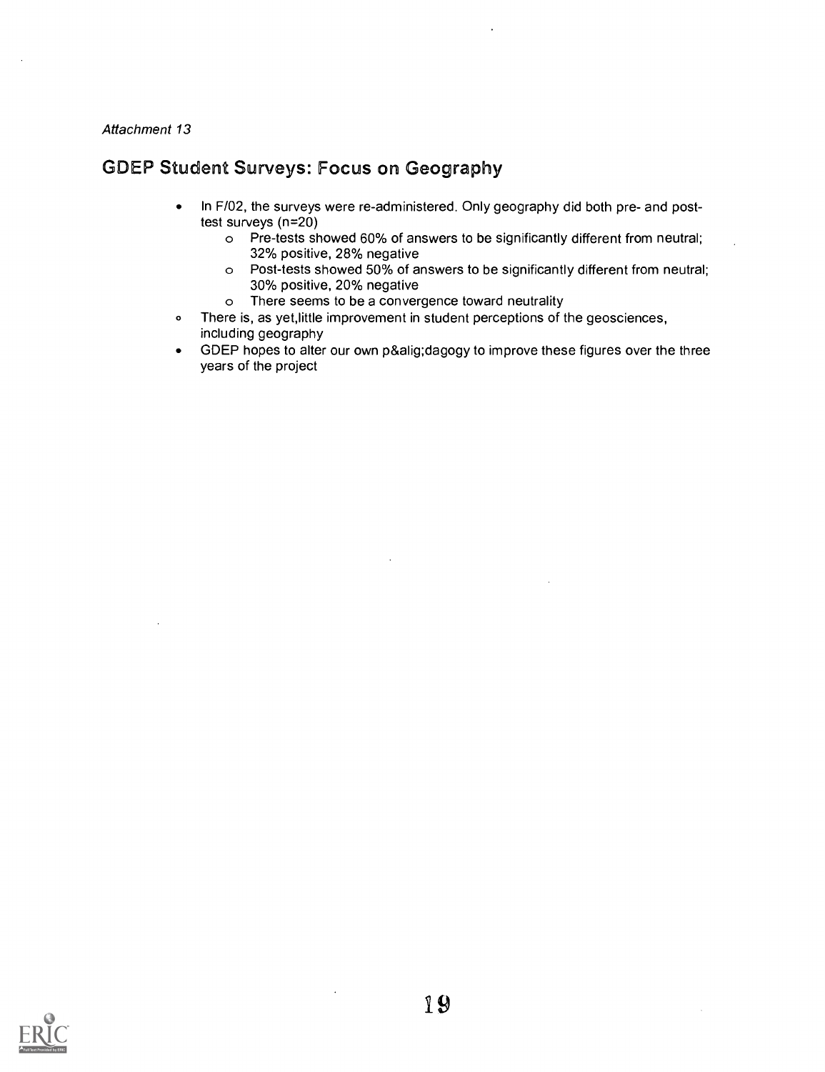*Attachment 13*

## GDEP Student Surveys: Focus on Geography

- In F/02, the surveys were re-administered. Only geography did both pre- and post-test surveys (n=20)
  - Pre-tests showed 60% of answers to be significantly different from neutral; 32% positive, 28% negative
  - Post-tests showed 50% of answers to be significantly different from neutral; 30% positive, 20% negative
  - There seems to be a convergence toward neutrality
- There is, as yet,little improvement in student perceptions of the geosciences, including geography
- GDEP hopes to alter our own p&alig;dagogy to improve these figures over the three years of the project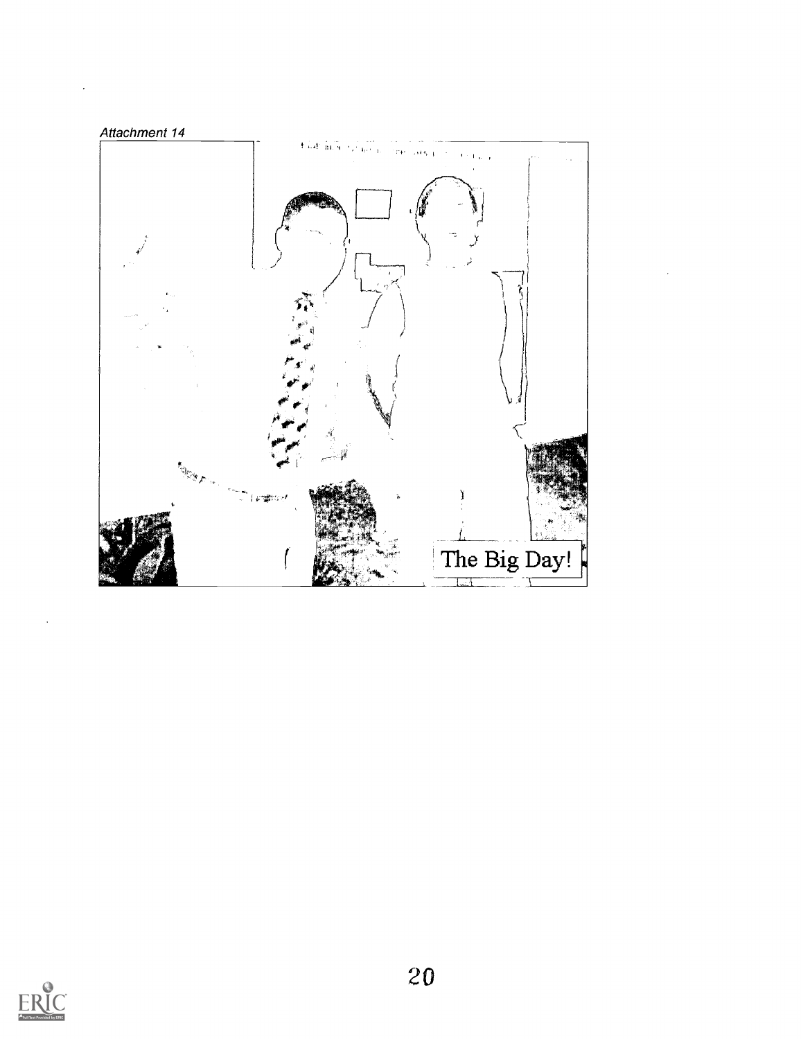*Attachment 14*

The Big Day!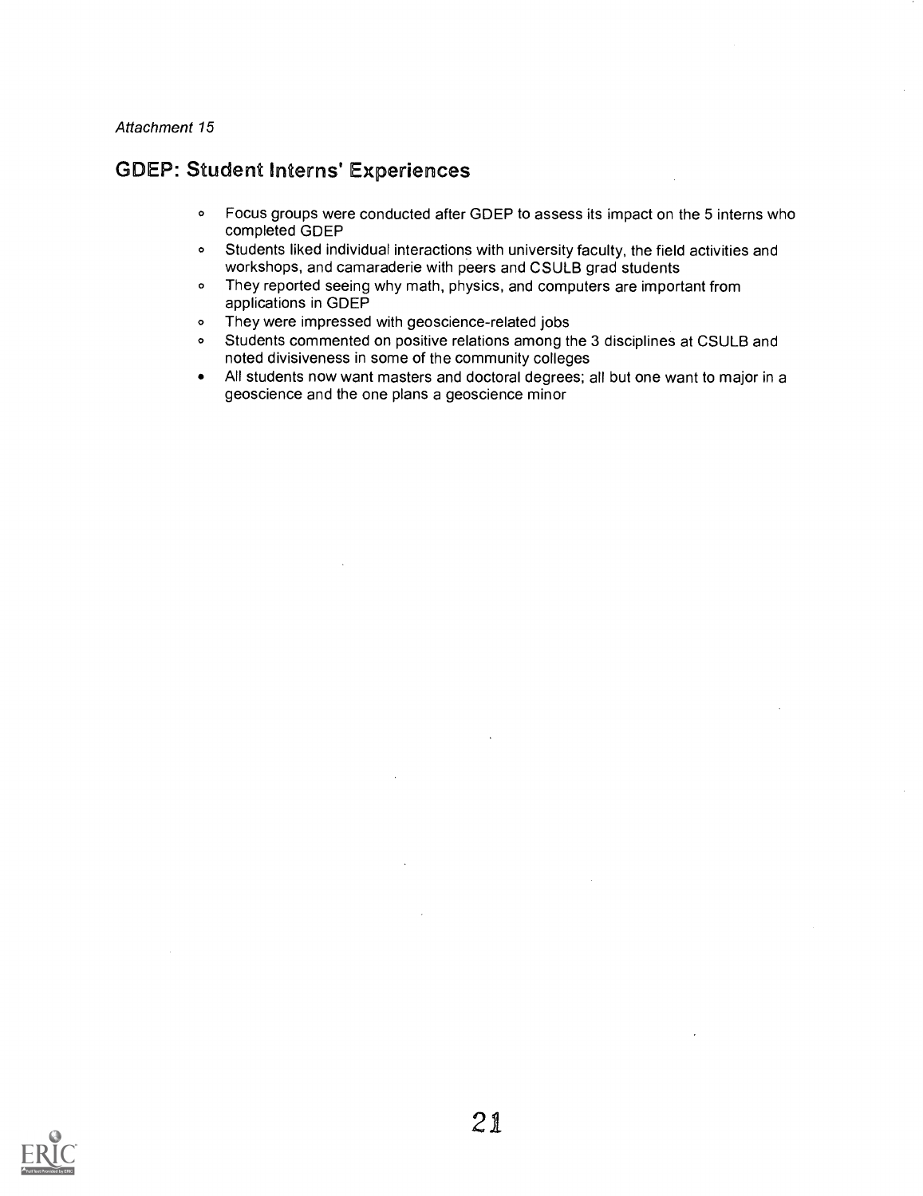*Attachment 15*

## GDEP: Student Interns' Experiences

- Focus groups were conducted after GDEP to assess its impact on the 5 interns who completed GDEP
- Students liked individual interactions with university faculty, the field activities and workshops, and camaraderie with peers and CSULB grad students
- They reported seeing why math, physics, and computers are important from applications in GDEP
- They were impressed with geoscience-related jobs
- Students commented on positive relations among the 3 disciplines at CSULB and noted divisiveness in some of the community colleges
- All students now want masters and doctoral degrees; all but one want to major in a geoscience and the one plans a geoscience minor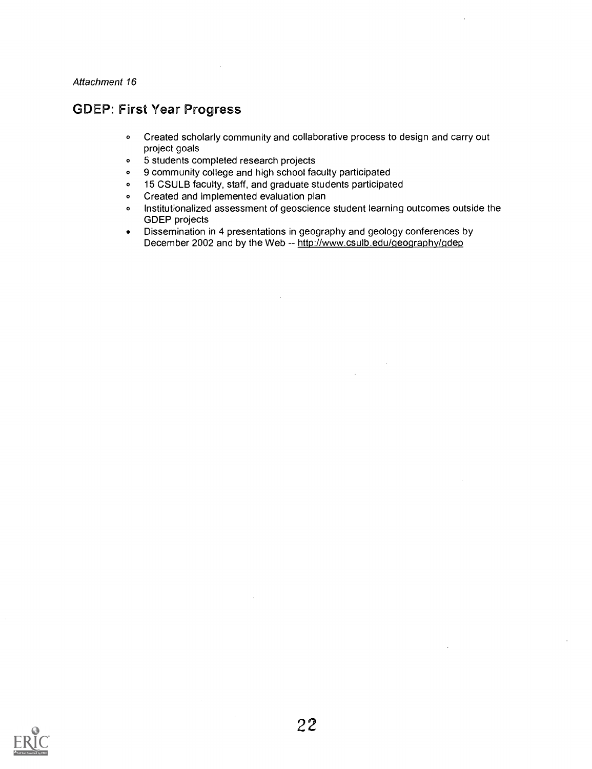*Attachment 16*

## GDEP: First Year Progress

- Created scholarly community and collaborative process to design and carry out project goals
- 5 students completed research projects
- 9 community college and high school faculty participated
- 15 CSULB faculty, staff, and graduate students participated
- Created and implemented evaluation plan
- Institutionalized assessment of geoscience student learning outcomes outside the GDEP projects
- Dissemination in 4 presentations in geography and geology conferences by December 2002 and by the Web -- http://www.csulb.edu/geography/gdep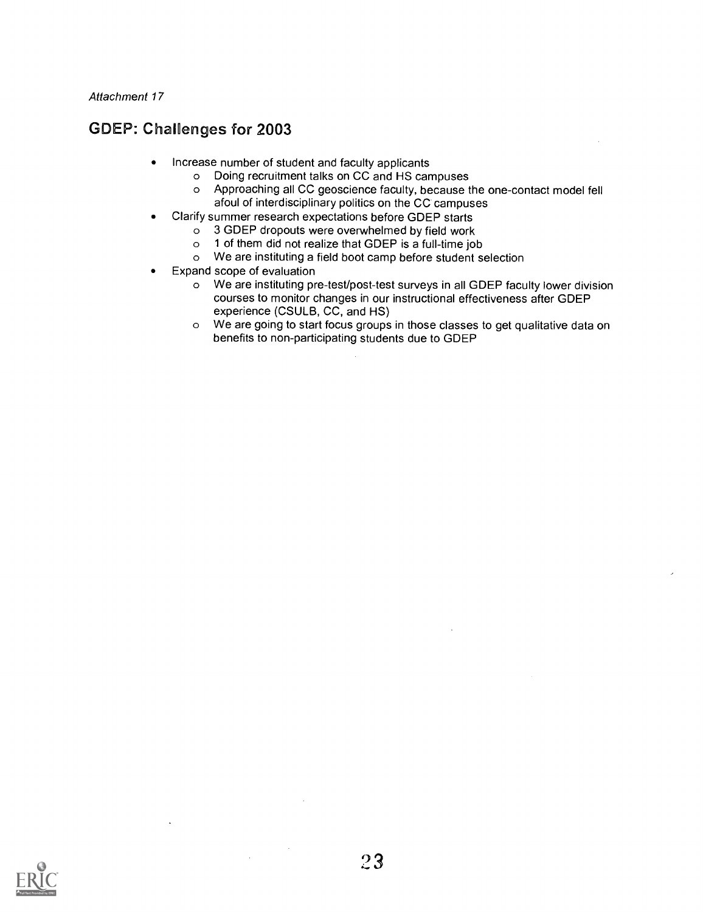*Attachment 17*

## GDEP: Challenges for 2003

- Increase number of student and faculty applicants
  - Doing recruitment talks on CC and HS campuses
  - Approaching all CC geoscience faculty, because the one-contact model fell afoul of interdisciplinary politics on the CC campuses
- Clarify summer research expectations before GDEP starts
  - 3 GDEP dropouts were overwhelmed by field work
  - 1 of them did not realize that GDEP is a full-time job
  - We are instituting a field boot camp before student selection
- Expand scope of evaluation
  - We are instituting pre-test/post-test surveys in all GDEP faculty lower division courses to monitor changes in our instructional effectiveness after GDEP experience (CSULB, CC, and HS)
  - We are going to start focus groups in those classes to get qualitative data on benefits to non-participating students due to GDEP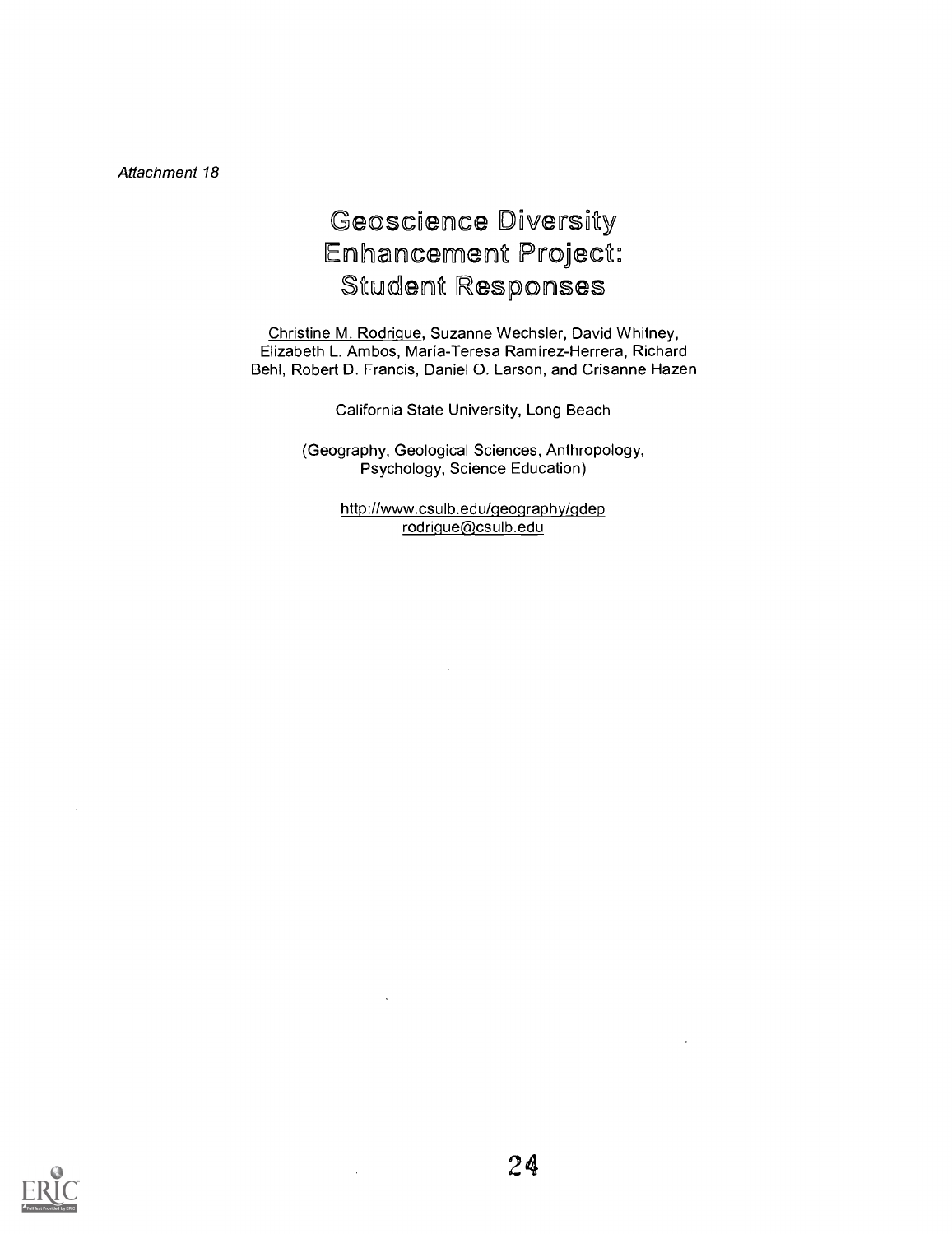*Attachment 18*

# Geoscience Diversity Enhancement Project: Student Responses

Christine M. Rodrigue, Suzanne Wechsler, David Whitney, Elizabeth L. Ambos, María-Teresa Ramírez-Herrera, Richard Behl, Robert D. Francis, Daniel O. Larson, and Crisanne Hazen

California State University, Long Beach

(Geography, Geological Sciences, Anthropology, Psychology, Science Education)

http://www.csulb.edu/geography/gdep
rodrigue@csulb.edu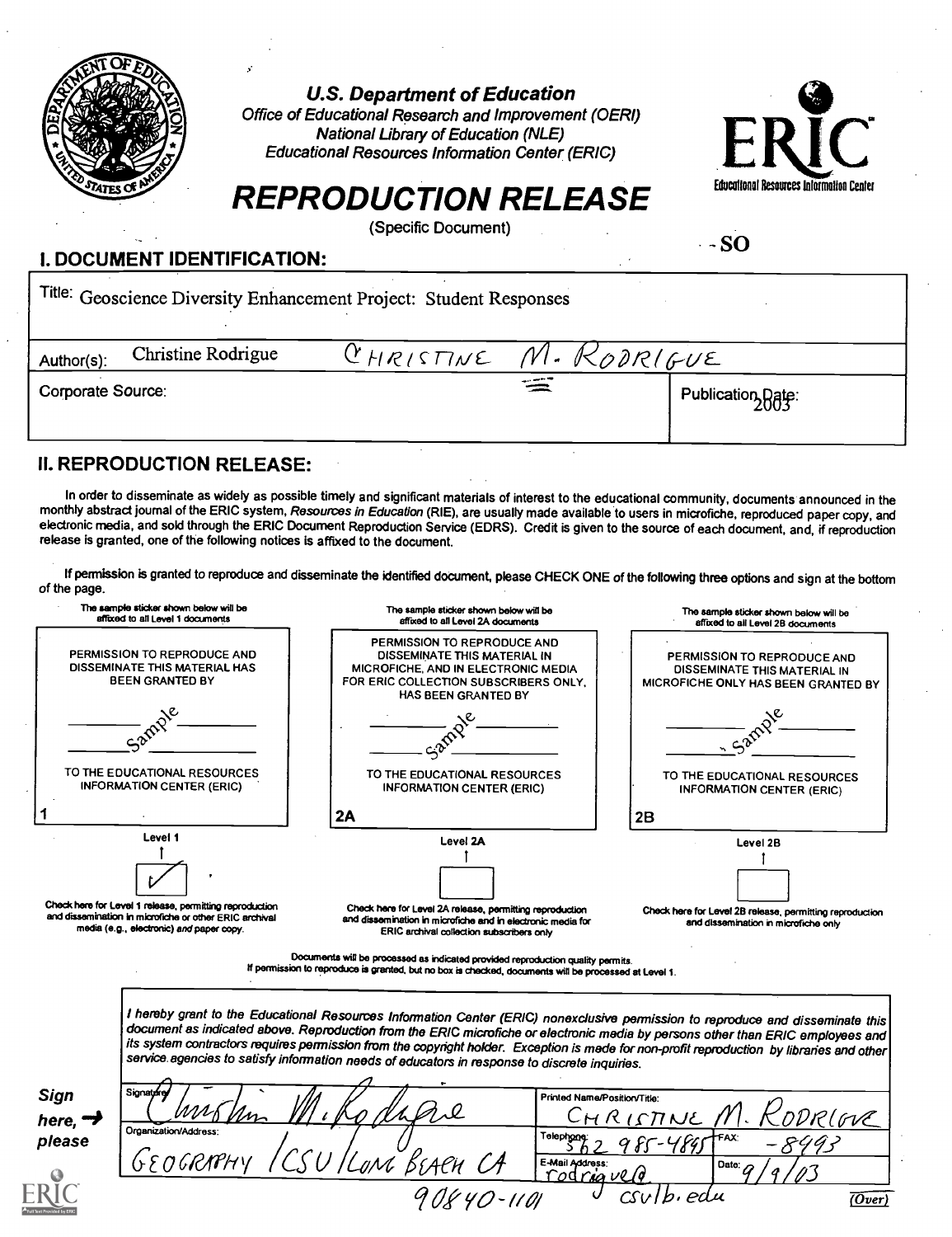# U.S. Department of Education

Office of Educational Research and Improvement (OERI)
National Library of Education (NLE)
Educational Resources Information Center (ERIC)

ERIC — Educational Resources Information Center

# REPRODUCTION RELEASE

(Specific Document)

SO

## I. DOCUMENT IDENTIFICATION:

| | |
|---|---|
| Title: Geoscience Diversity Enhancement Project: Student Responses | |
| Author(s): Christine Rodrigue   CHRISTINE M. RODRIGUE | |
| Corporate Source: | Publication Date: 2003 |

## II. REPRODUCTION RELEASE:

In order to disseminate as widely as possible timely and significant materials of interest to the educational community, documents announced in the monthly abstract journal of the ERIC system, *Resources in Education* (RIE), are usually made available to users in microfiche, reproduced paper copy, and electronic media, and sold through the ERIC Document Reproduction Service (EDRS). Credit is given to the source of each document, and, if reproduction release is granted, one of the following notices is affixed to the document.

If permission is granted to reproduce and disseminate the identified document, please CHECK ONE of the following three options and sign at the bottom of the page.

| The sample sticker shown below will be affixed to all Level 1 documents | The sample sticker shown below will be affixed to all Level 2A documents | The sample sticker shown below will be affixed to all Level 2B documents |
|---|---|---|
| PERMISSION TO REPRODUCE AND DISSEMINATE THIS MATERIAL HAS BEEN GRANTED BY | PERMISSION TO REPRODUCE AND DISSEMINATE THIS MATERIAL IN MICROFICHE, AND IN ELECTRONIC MEDIA FOR ERIC COLLECTION SUBSCRIBERS ONLY, HAS BEEN GRANTED BY | PERMISSION TO REPRODUCE AND DISSEMINATE THIS MATERIAL IN MICROFICHE ONLY HAS BEEN GRANTED BY |
| Sample | Sample | Sample |
| TO THE EDUCATIONAL RESOURCES INFORMATION CENTER (ERIC) | TO THE EDUCATIONAL RESOURCES INFORMATION CENTER (ERIC) | TO THE EDUCATIONAL RESOURCES INFORMATION CENTER (ERIC) |
| 1 | 2A | 2B |
| Level 1 | Level 2A | Level 2B |
| ✓ | | |
| Check here for Level 1 release, permitting reproduction and dissemination in microfiche or other ERIC archival media (e.g., electronic) *and* paper copy. | Check here for Level 2A release, permitting reproduction and dissemination in microfiche and in electronic media for ERIC archival collection subscribers only | Check here for Level 2B release, permitting reproduction and dissemination in microfiche only |

Documents will be processed as indicated provided reproduction quality permits.
If permission to reproduce is granted, but no box is checked, documents will be processed at Level 1.

*I hereby grant to the Educational Resources Information Center (ERIC) nonexclusive permission to reproduce and disseminate this document as indicated above. Reproduction from the ERIC microfiche or electronic media by persons other than ERIC employees and its system contractors requires permission from the copyright holder. Exception is made for non-profit reproduction by libraries and other service agencies to satisfy information needs of educators in response to discrete inquiries.*

**Sign here, → please**

| | | |
|---|---|---|
| Signature: Christine M. Rodrigue | Printed Name/Position/Title: CHRISTINE M. RODRIGUE | |
| Organization/Address: GEOGRAPHY / CSU / LONG BEACH CA 90840-1101 | Telephone: 562 985-4895 | FAX: -8993 |
| | E-Mail Address: rodrigue@csulb.edu | Date: 9/9/03 |

(Over)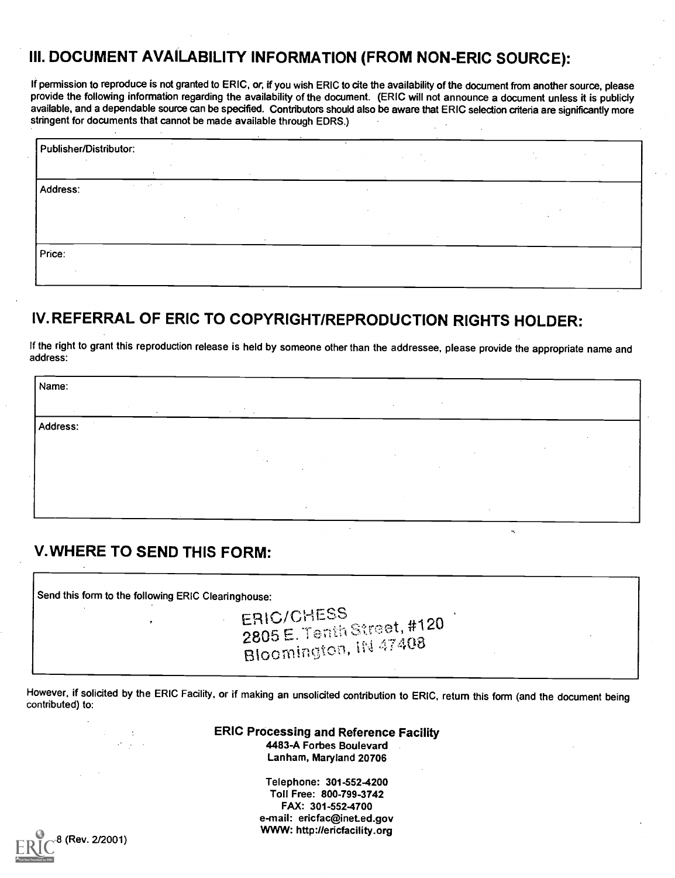## III. DOCUMENT AVAILABILITY INFORMATION (FROM NON-ERIC SOURCE):

If permission to reproduce is not granted to ERIC, or, if you wish ERIC to cite the availability of the document from another source, please provide the following information regarding the availability of the document. (ERIC will not announce a document unless it is publicly available, and a dependable source can be specified. Contributors should also be aware that ERIC selection criteria are significantly more stringent for documents that cannot be made available through EDRS.)

| |
|---|
| Publisher/Distributor: |
| Address: |
| Price: |

## IV. REFERRAL OF ERIC TO COPYRIGHT/REPRODUCTION RIGHTS HOLDER:

If the right to grant this reproduction release is held by someone other than the addressee, please provide the appropriate name and address:

| |
|---|
| Name: |
| Address: |

## V. WHERE TO SEND THIS FORM:

Send this form to the following ERIC Clearinghouse:

ERIC/CHESS
2805 E. Tenth Street, #120
Bloomington, IN 47408

However, if solicited by the ERIC Facility, or if making an unsolicited contribution to ERIC, return this form (and the document being contributed) to:

**ERIC Processing and Reference Facility**
**4483-A Forbes Boulevard**
**Lanham, Maryland 20706**

**Telephone: 301-552-4200**
**Toll Free: 800-799-3742**
**FAX: 301-552-4700**
**e-mail: ericfac@inet.ed.gov**
**WWW: http://ericfacility.org**

8 (Rev. 2/2001)